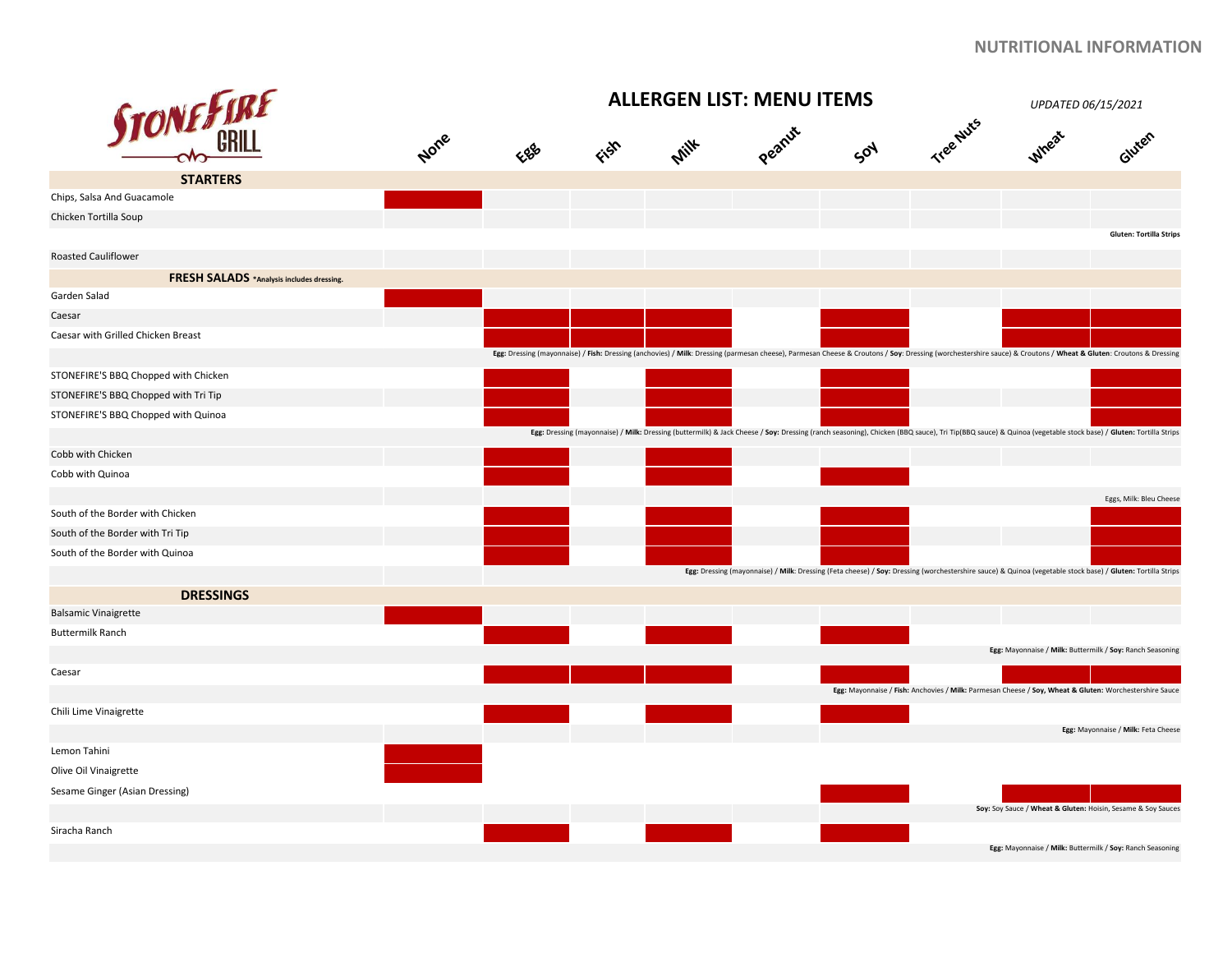NUTRITIONAL INFORMATION

# STONEFIRE GRILL

## ALLERGEN LIST: MENU ITEMS

*UPDATED 06/15/2021*

| | None | Egg | Fish | Milk | Peanut | Soy | Tree Nuts | Wheat | Gluten |
|---|---|---|---|---|---|---|---|---|---|
| **STARTERS** | | | | | | | | | |
| Chips, Salsa And Guacamole | X | | | | | | | | |
| Chicken Tortilla Soup | | | | | | | | | X |
| | | | | | | | | | **Gluten:** Tortilla Strips |
| Roasted Cauliflower | | | | | | | | | |
| **FRESH SALADS** *Analysis includes dressing. | | | | | | | | | |
| Garden Salad | X | | | | | | | | |
| Caesar | | X | X | X | | X | | X | X |
| Caesar with Grilled Chicken Breast | | X | X | X | | X | | X | X |
| **Egg:** Dressing (mayonnaise) / **Fish:** Dressing (anchovies) / **Milk:** Dressing (parmesan cheese), Parmesan Cheese & Croutons / **Soy:** Dressing (worchestershire sauce) & Croutons / **Wheat & Gluten**: Croutons & Dressing | | | | | | | | | |
| STONEFIRE'S BBQ Chopped with Chicken | | X | | X | | X | | | X |
| STONEFIRE'S BBQ Chopped with Tri Tip | | X | | X | | X | | | X |
| STONEFIRE'S BBQ Chopped with Quinoa | | X | | X | | X | | | X |
| **Egg:** Dressing (mayonnaise) / **Milk:** Dressing (buttermilk) & Jack Cheese / **Soy:** Dressing (ranch seasoning), Chicken (BBQ sauce), Tri Tip(BBQ sauce) & Quinoa (vegetable stock base) / **Gluten:** Tortilla Strips | | | | | | | | | |
| Cobb with Chicken | | X | | X | | | | | |
| Cobb with Quinoa | | X | | X | | X | | | |
| Eggs, Milk: Bleu Cheese | | | | | | | | | |
| South of the Border with Chicken | | X | | X | | X | | | X |
| South of the Border with Tri Tip | | X | | X | | X | | | X |
| South of the Border with Quinoa | | X | | X | | X | | | X |
| **Egg:** Dressing (mayonnaise) / **Milk:** Dressing (Feta cheese) / **Soy:** Dressing (worchestershire sauce) & Quinoa (vegetable stock base) / **Gluten:** Tortilla Strips | | | | | | | | | |
| **DRESSINGS** | | | | | | | | | |
| Balsamic Vinaigrette | X | | | | | | | | |
| Buttermilk Ranch | | X | | X | | X | | | |
| **Egg:** Mayonnaise / **Milk:** Buttermilk / **Soy:** Ranch Seasoning | | | | | | | | | |
| Caesar | | X | X | X | | X | | X | X |
| **Egg:** Mayonnaise / **Fish:** Anchovies / **Milk:** Parmesan Cheese / **Soy, Wheat & Gluten:** Worchestershire Sauce | | | | | | | | | |
| Chili Lime Vinaigrette | | X | | X | | X | | | |
| **Egg:** Mayonnaise / **Milk:** Feta Cheese | | | | | | | | | |
| Lemon Tahini | X | | | | | | | | |
| Olive Oil Vinaigrette | X | | | | | | | | |
| Sesame Ginger (Asian Dressing) | | | | | | X | | X | X |
| **Soy:** Soy Sauce / **Wheat & Gluten:** Hoisin, Sesame & Soy Sauces | | | | | | | | | |
| Siracha Ranch | | X | | X | | X | | | |
| **Egg:** Mayonnaise / **Milk:** Buttermilk / **Soy:** Ranch Seasoning | | | | | | | | | |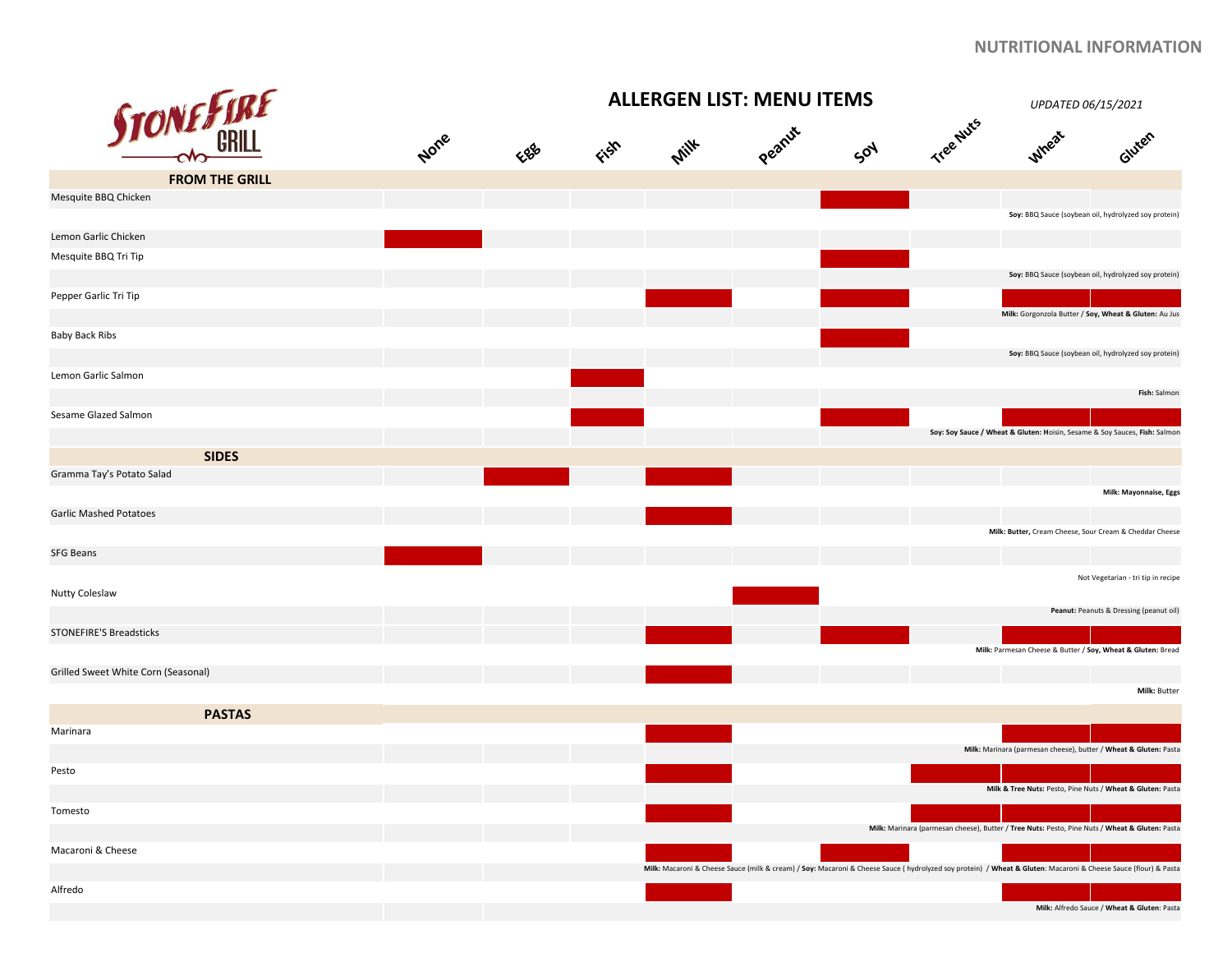NUTRITIONAL INFORMATION

# STONEFIRE GRILL

## ALLERGEN LIST: MENU ITEMS

*UPDATED 06/15/2021*

| Menu Item | None | Egg | Fish | Milk | Peanut | Soy | Tree Nuts | Wheat | Gluten | Notes |
|---|---|---|---|---|---|---|---|---|---|---|
| **FROM THE GRILL** | | | | | | | | | | |
| Mesquite BBQ Chicken | | | | | | X | | | | **Soy:** BBQ Sauce (soybean oil, hydrolyzed soy protein) |
| Lemon Garlic Chicken | X | | | | | | | | | |
| Mesquite BBQ Tri Tip | | | | | | X | | | | **Soy:** BBQ Sauce (soybean oil, hydrolyzed soy protein) |
| Pepper Garlic Tri Tip | | | | X | | X | | X | X | **Milk:** Gorgonzola Butter / **Soy, Wheat & Gluten:** Au Jus |
| Baby Back Ribs | | | | | | X | | | | **Soy:** BBQ Sauce (soybean oil, hydrolyzed soy protein) |
| Lemon Garlic Salmon | | | X | | | | | | | **Fish:** Salmon |
| Sesame Glazed Salmon | | | X | | | X | | X | X | **Soy: Soy Sauce / Wheat & Gluten: H**oisin, Sesame & Soy Sauces, **Fish:** Salmon |
| **SIDES** | | | | | | | | | | |
| Gramma Tay's Potato Salad | | X | | X | | | | | | **Milk: Mayonnaise, Eggs** |
| Garlic Mashed Potatoes | | | | X | | | | | | **Milk: Butter,** Cream Cheese, Sour Cream & Cheddar Cheese |
| SFG Beans | X | | | | | | | | | Not Vegetarian - tri tip in recipe |
| Nutty Coleslaw | | | | | X | | | | | **Peanut:** Peanuts & Dressing (peanut oil) |
| STONEFIRE'S Breadsticks | | | | X | | X | | X | X | **Milk:** Parmesan Cheese & Butter / **Soy, Wheat & Gluten:** Bread |
| Grilled Sweet White Corn (Seasonal) | | | | X | | | | | | **Milk:** Butter |
| **PASTAS** | | | | | | | | | | |
| Marinara | | | | X | | | | X | X | **Milk:** Marinara (parmesan cheese), butter / **Wheat & Gluten:** Pasta |
| Pesto | | | | X | | | X | X | X | **Milk & Tree Nuts:** Pesto, Pine Nuts / **Wheat & Gluten:** Pasta |
| Tomesto | | | | X | | | X | X | X | **Milk:** Marinara (parmesan cheese), Butter / **Tree Nuts:** Pesto, Pine Nuts / **Wheat & Gluten:** Pasta |
| Macaroni & Cheese | | | | X | | X | | X | X | **Milk:** Macaroni & Cheese Sauce (milk & cream) / **Soy:** Macaroni & Cheese Sauce ( hydrolyzed soy protein) / **Wheat & Gluten**: Macaroni & Cheese Sauce (flour) & Pasta |
| Alfredo | | | | X | | | | X | X | **Milk:** Alfredo Sauce / **Wheat & Gluten**: Pasta |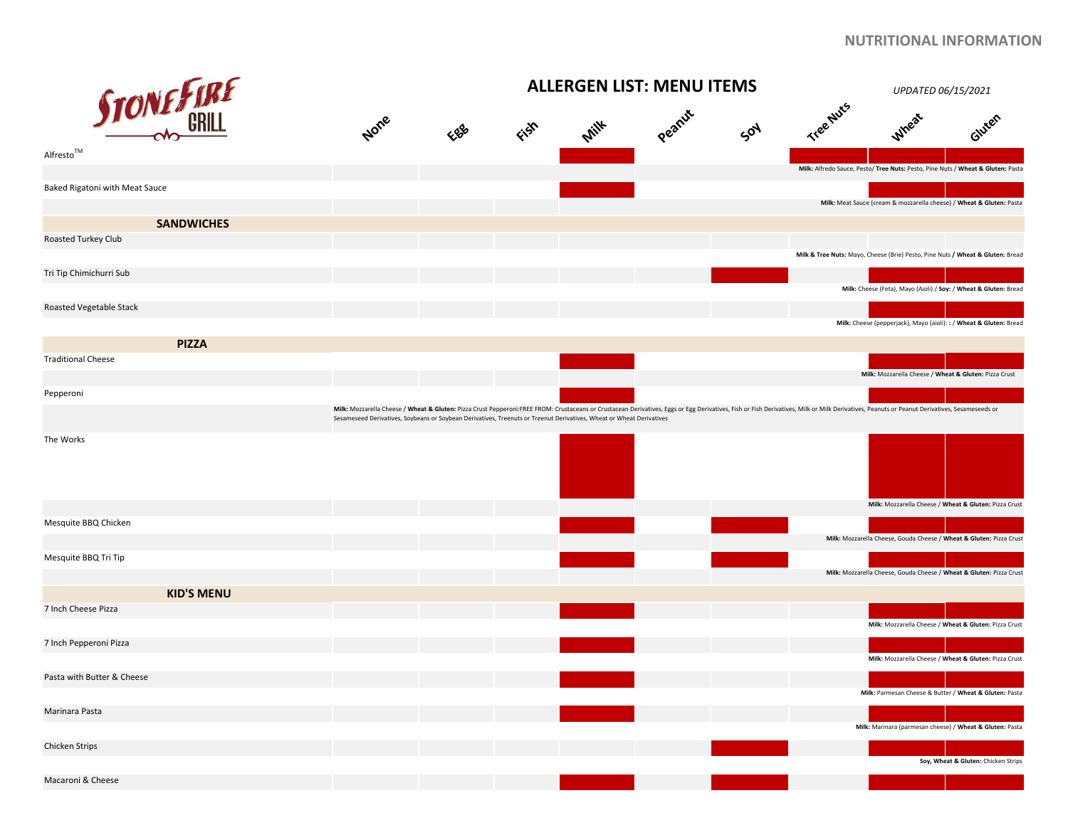# STONEFIRE GRILL

## NUTRITIONAL INFORMATION

## ALLERGEN LIST: MENU ITEMS

*UPDATED 06/15/2021*

| Menu Item | None | Egg | Fish | Milk | Peanut | Soy | Tree Nuts | Wheat | Gluten | Notes |
|---|---|---|---|---|---|---|---|---|---|---|
| Alfresto™ | | | | X | | | X | X | X | **Milk:** Alfredo Sauce, Pesto/ **Tree Nuts:** Pesto, Pine Nuts / **Wheat & Gluten:** Pasta |
| Baked Rigatoni with Meat Sauce | | | | X | | | | X | X | **Milk:** Meat Sauce (cream & mozzarella cheese) / **Wheat & Gluten:** Pasta |
| **SANDWICHES** | | | | | | | | | | |
| Roasted Turkey Club | | | | | | | | | | **Milk & Tree Nuts:** Mayo, Cheese (Brie) Pesto, Pine Nuts **/ Wheat & Gluten:** Bread |
| Tri Tip Chimichurri Sub | | | | | | X | | X | X | **Milk:** Cheese (Feta), Mayo (Aioli) / **Soy:** / **Wheat & Gluten:** Bread |
| Roasted Vegetable Stack | | | | | | | | X | X | **Milk:** Cheese (pepperjack), Mayo (aioli): **:** / **Wheat & Gluten:** Bread |
| **PIZZA** | | | | | | | | | | |
| Traditional Cheese | | | | X | | | | X | X | **Milk:** Mozzarella Cheese / **Wheat & Gluten:** Pizza Crust |
| Pepperoni | | | | X | | | | X | X | **Milk:** Mozzarella Cheese / **Wheat & Gluten:** Pizza Crust Pepperoni:FREE FROM: Crustaceans or Crustacean Derivatives, Eggs or Egg Derivatives, Fish or Fish Derivatives, Milk or Milk Derivatives, Peanuts or Peanut Derivatives, Sesameseeds or Sesameseed Derivatives, Soybeans or Soybean Derivatives, Treenuts or Treenut Derivatives, Wheat or Wheat Derivatives |
| The Works | | | | X | | | | X | X | **Milk:** Mozzarella Cheese / **Wheat & Gluten:** Pizza Crust |
| Mesquite BBQ Chicken | | | | X | | X | | X | X | **Milk:** Mozzarella Cheese, Gouda Cheese / **Wheat & Gluten:** Pizza Crust |
| Mesquite BBQ Tri Tip | | | | X | | X | | X | X | **Milk:** Mozzarella Cheese, Gouda Cheese / **Wheat & Gluten:** Pizza Crust |
| **KID'S MENU** | | | | | | | | | | |
| 7 Inch Cheese Pizza | | | | X | | | | X | X | **Milk:** Mozzarella Cheese / **Wheat & Gluten:** Pizza Crust |
| 7 Inch Pepperoni Pizza | | | | X | | | | X | X | **Milk:** Mozzarella Cheese / **Wheat & Gluten:** Pizza Crust |
| Pasta with Butter & Cheese | | | | X | | | | X | X | **Milk:** Parmesan Cheese & Butter / **Wheat & Gluten:** Pasta |
| Marinara Pasta | | | | X | | | | X | X | **Milk:** Marinara (parmesan cheese) / **Wheat & Gluten:** Pasta |
| Chicken Strips | | | | | | X | | X | X | **Soy, Wheat & Gluten:** Chicken Strips |
| Macaroni & Cheese | | | | X | | X | | X | X | |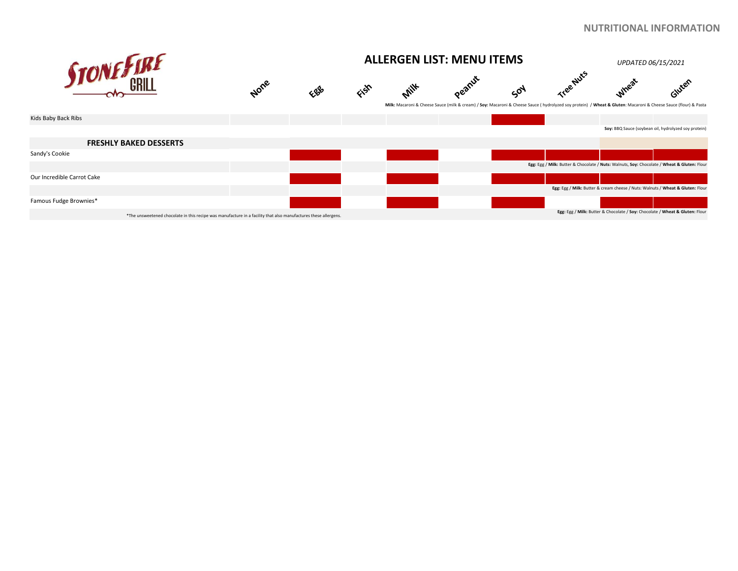## NUTRITIONAL INFORMATION

# ALLERGEN LIST: MENU ITEMS

*UPDATED 06/15/2021*

**Milk:** Macaroni & Cheese Sauce (milk & cream) / **Soy:** Macaroni & Cheese Sauce ( hydrolyzed soy protein) / **Wheat & Gluten**: Macaroni & Cheese Sauce (flour) & Pasta

| | None | Egg | Fish | Milk | Peanut | Soy | Tree Nuts | Wheat | Gluten |
|---|---|---|---|---|---|---|---|---|---|
| Kids Baby Back Ribs | | | | | | X | | | |
| **FRESHLY BAKED DESSERTS** | | | | | | | | | |
| Sandy's Cookie | | X | | X | | X | X | X | X |
| Our Incredible Carrot Cake | | X | | X | | X | X | X | X |
| Famous Fudge Brownies* | | X | | X | | X | | X | X |

Kids Baby Back Ribs — **Soy:** BBQ Sauce (soybean oil, hydrolyzed soy protein)

Sandy's Cookie — **Egg:** Egg / **Milk:** Butter & Chocolate / **Nuts:** Walnuts, **Soy:** Chocolate / **Wheat & Gluten:** Flour

Our Incredible Carrot Cake — **Egg:** Egg / **Milk:** Butter & cream cheese / Nuts: Walnuts / **Wheat & Gluten:** Flour

Famous Fudge Brownies* — **Egg:** Egg / **Milk:** Butter & Chocolate / **Soy:** Chocolate / **Wheat & Gluten:** Flour

*The unsweetened chocolate in this recipe was manufacture in a facility that also manufactures these allergens.